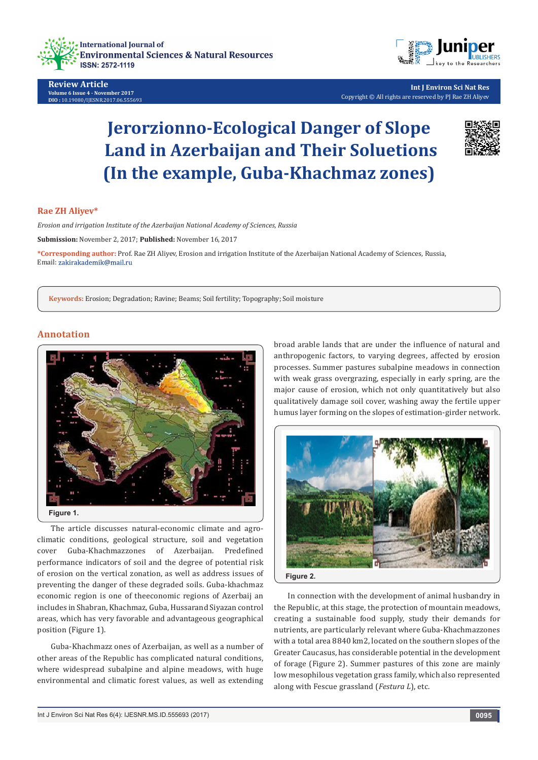# Jerorzionno-Ecological Danger of Slope Land in Azerbaijan and Their Soluetions (In the example, Guba-Khachmaz zones)

**Rae ZH Aliyev***

*Erosion and irrigation Institute of the Azerbaijan National Academy of Sciences, Russia*

**Submission:** November 2, 2017; **Published:** November 16, 2017

***Corresponding author:** Prof. Rae ZH Aliyev, Erosion and irrigation Institute of the Azerbaijan National Academy of Sciences, Russia, Email: zakirakademik@mail.ru

**Keywords:** Erosion; Degradation; Ravine; Beams; Soil fertility; Topography; Soil moisture

## Annotation

Figure 1.

The article discusses natural-economic climate and agro-climatic conditions, geological structure, soil and vegetation cover Guba-Khachmazzones of Azerbaijan. Predefined performance indicators of soil and the degree of potential risk of erosion on the vertical zonation, as well as address issues of preventing the danger of these degraded soils. Guba-khachmaz economic region is one of theeconomic regions of Azerbaij an includes in Shabran, Khachmaz, Guba, Hussarand Siyazan control areas, which has very favorable and advantageous geographical position (Figure 1).

Guba-Khachmazz ones of Azerbaijan, as well as a number of other areas of the Republic has complicated natural conditions, where widespread subalpine and alpine meadows, with huge environmental and climatic forest values, as well as extending broad arable lands that are under the influence of natural and anthropogenic factors, to varying degrees, affected by erosion processes. Summer pastures subalpine meadows in connection with weak grass overgrazing, especially in early spring, are the major cause of erosion, which not only quantitatively but also qualitatively damage soil cover, washing away the fertile upper humus layer forming on the slopes of estimation-girder network.

Figure 2.

In connection with the development of animal husbandry in the Republic, at this stage, the protection of mountain meadows, creating a sustainable food supply, study their demands for nutrients, are particularly relevant where Guba-Khachmazzones with a total area 8840 km2, located on the southern slopes of the Greater Caucasus, has considerable potential in the development of forage (Figure 2). Summer pastures of this zone are mainly low mesophilous vegetation grass family, which also represented along with Fescue grassland (*Festura L*), etc.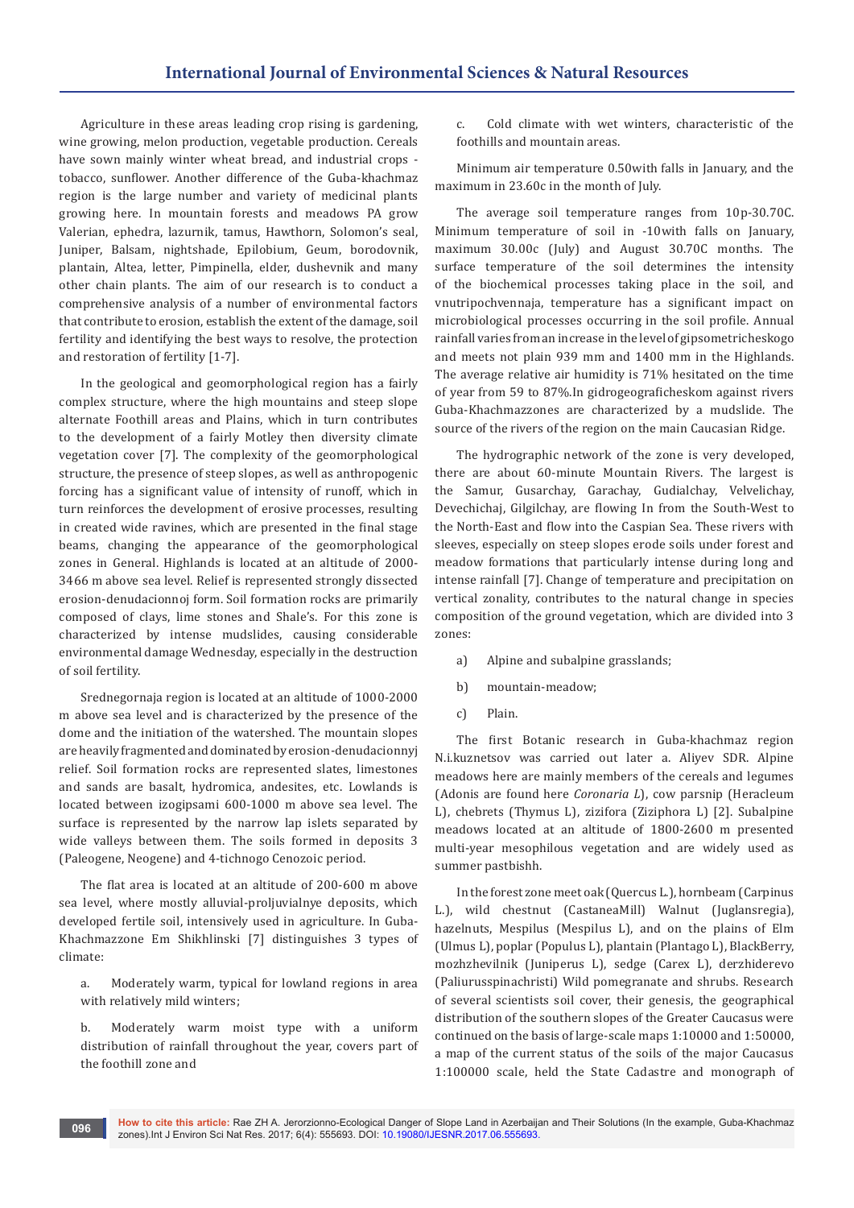Agriculture in these areas leading crop rising is gardening, wine growing, melon production, vegetable production. Cereals have sown mainly winter wheat bread, and industrial crops - tobacco, sunflower. Another difference of the Guba-khachmaz region is the large number and variety of medicinal plants growing here. In mountain forests and meadows PA grow Valerian, ephedra, lazurnik, tamus, Hawthorn, Solomon's seal, Juniper, Balsam, nightshade, Epilobium, Geum, borodovnik, plantain, Altea, letter, Pimpinella, elder, dushevnik and many other chain plants. The aim of our research is to conduct a comprehensive analysis of a number of environmental factors that contribute to erosion, establish the extent of the damage, soil fertility and identifying the best ways to resolve, the protection and restoration of fertility [1-7].

In the geological and geomorphological region has a fairly complex structure, where the high mountains and steep slope alternate Foothill areas and Plains, which in turn contributes to the development of a fairly Motley then diversity climate vegetation cover [7]. The complexity of the geomorphological structure, the presence of steep slopes, as well as anthropogenic forcing has a significant value of intensity of runoff, which in turn reinforces the development of erosive processes, resulting in created wide ravines, which are presented in the final stage beams, changing the appearance of the geomorphological zones in General. Highlands is located at an altitude of 2000-3466 m above sea level. Relief is represented strongly dissected erosion-denudacionnoj form. Soil formation rocks are primarily composed of clays, lime stones and Shale's. For this zone is characterized by intense mudslides, causing considerable environmental damage Wednesday, especially in the destruction of soil fertility.

Srednegornaja region is located at an altitude of 1000-2000 m above sea level and is characterized by the presence of the dome and the initiation of the watershed. The mountain slopes are heavily fragmented and dominated by erosion-denudacionnyj relief. Soil formation rocks are represented slates, limestones and sands are basalt, hydromica, andesites, etc. Lowlands is located between izogipsami 600-1000 m above sea level. The surface is represented by the narrow lap islets separated by wide valleys between them. The soils formed in deposits 3 (Paleogene, Neogene) and 4-tichnogo Cenozoic period.

The flat area is located at an altitude of 200-600 m above sea level, where mostly alluvial-proljuvialnye deposits, which developed fertile soil, intensively used in agriculture. In Guba-Khachmazzone Em Shikhlinski [7] distinguishes 3 types of climate:

a. Moderately warm, typical for lowland regions in area with relatively mild winters;

b. Moderately warm moist type with a uniform distribution of rainfall throughout the year, covers part of the foothill zone and

c. Cold climate with wet winters, characteristic of the foothills and mountain areas.

Minimum air temperature 0.50with falls in January, and the maximum in 23.60c in the month of July.

The average soil temperature ranges from 10p-30.70C. Minimum temperature of soil in -10with falls on January, maximum 30.00c (July) and August 30.70C months. The surface temperature of the soil determines the intensity of the biochemical processes taking place in the soil, and vnutripochvennaja, temperature has a significant impact on microbiological processes occurring in the soil profile. Annual rainfall varies from an increase in the level of gipsometricheskogo and meets not plain 939 mm and 1400 mm in the Highlands. The average relative air humidity is 71% hesitated on the time of year from 59 to 87%.In gidrogeograficheskom against rivers Guba-Khachmazzones are characterized by a mudslide. The source of the rivers of the region on the main Caucasian Ridge.

The hydrographic network of the zone is very developed, there are about 60-minute Mountain Rivers. The largest is the Samur, Gusarchay, Garachay, Gudialchay, Velvelichay, Devechichaj, Gilgilchay, are flowing In from the South-West to the North-East and flow into the Caspian Sea. These rivers with sleeves, especially on steep slopes erode soils under forest and meadow formations that particularly intense during long and intense rainfall [7]. Change of temperature and precipitation on vertical zonality, contributes to the natural change in species composition of the ground vegetation, which are divided into 3 zones:

a) Alpine and subalpine grasslands;

b) mountain-meadow;

c) Plain.

The first Botanic research in Guba-khachmaz region N.i.kuznetsov was carried out later a. Aliyev SDR. Alpine meadows here are mainly members of the cereals and legumes (Adonis are found here *Coronaria L*), cow parsnip (Heracleum L), chebrets (Thymus L), zizifora (Ziziphora L) [2]. Subalpine meadows located at an altitude of 1800-2600 m presented multi-year mesophilous vegetation and are widely used as summer pastbishh.

In the forest zone meet oak (Quercus L.), hornbeam (Carpinus L.), wild chestnut (CastaneaMill) Walnut (Juglansregia), hazelnuts, Mespilus (Mespilus L), and on the plains of Elm (Ulmus L), poplar (Populus L), plantain (Plantago L), BlackBerry, mozhzhevilnik (Juniperus L), sedge (Carex L), derzhiderevo (Paliurusspinachristi) Wild pomegranate and shrubs. Research of several scientists soil cover, their genesis, the geographical distribution of the southern slopes of the Greater Caucasus were continued on the basis of large-scale maps 1:10000 and 1:50000, a map of the current status of the soils of the major Caucasus 1:100000 scale, held the State Cadastre and monograph of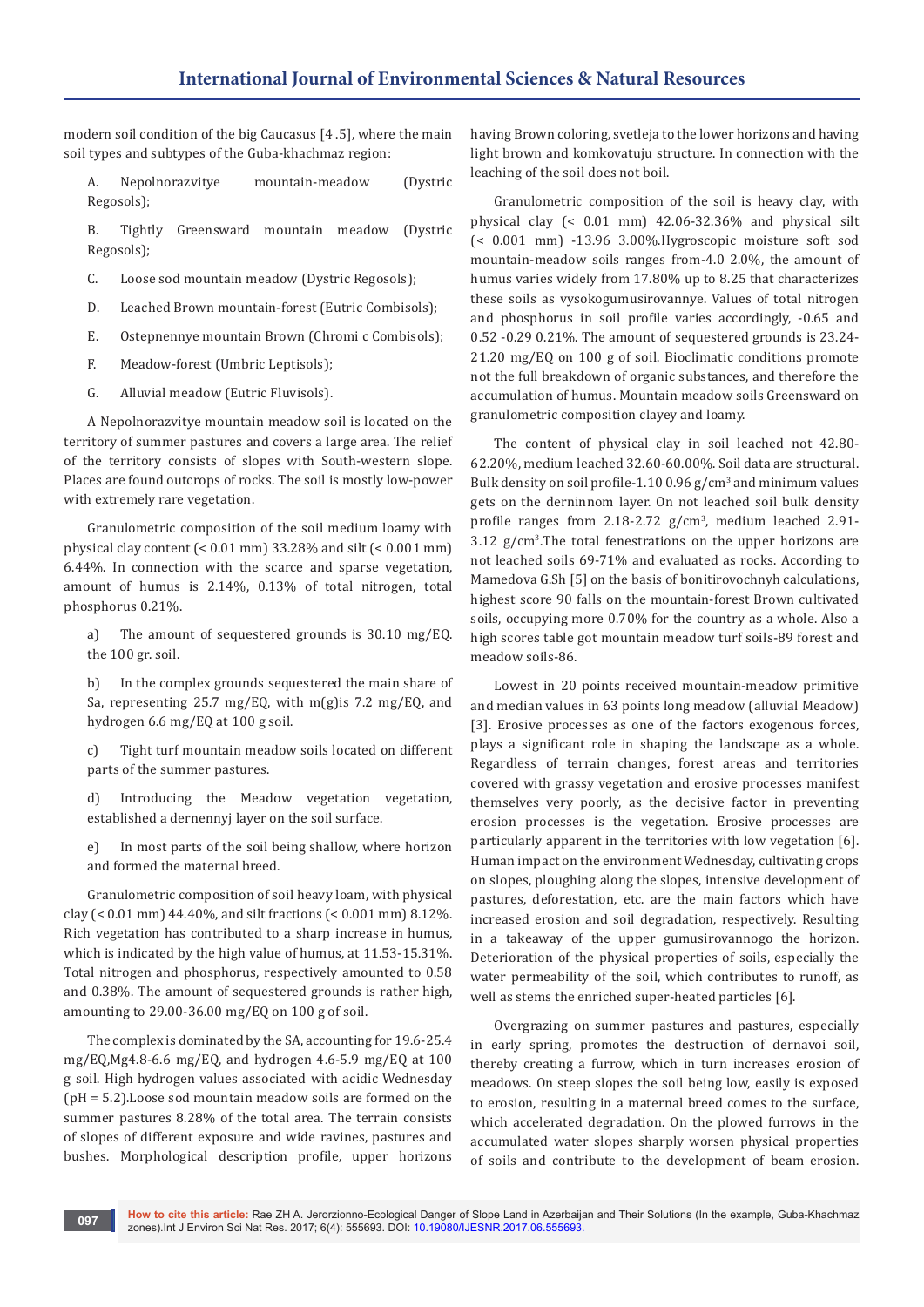modern soil condition of the big Caucasus [4 .5], where the main soil types and subtypes of the Guba-khachmaz region:

A. Nepolnorazvityе mountain-meadow (Dystric Regosols);

B. Tightly Greensward mountain meadow (Dystric Regosols);

C. Loose sod mountain meadow (Dystric Regosols);

D. Leached Brown mountain-forest (Eutric Combisols);

E. Ostepnennye mountain Brown (Chromi c Combisols);

F. Meadow-forest (Umbric Leptisols);

G. Alluvial meadow (Eutric Fluvisols).

A Nepolnorazvitye mountain meadow soil is located on the territory of summer pastures and covers a large area. The relief of the territory consists of slopes with South-western slope. Places are found outcrops of rocks. The soil is mostly low-power with extremely rare vegetation.

Granulometric composition of the soil medium loamy with physical clay content (< 0.01 mm) 33.28% and silt (< 0.001 mm) 6.44%. In connection with the scarce and sparse vegetation, amount of humus is 2.14%, 0.13% of total nitrogen, total phosphorus 0.21%.

a) The amount of sequestered grounds is 30.10 mg/EQ. the 100 gr. soil.

b) In the complex grounds sequestered the main share of Sa, representing 25.7 mg/EQ, with m(g)is 7.2 mg/EQ, and hydrogen 6.6 mg/EQ at 100 g soil.

c) Tight turf mountain meadow soils located on different parts of the summer pastures.

d) Introducing the Meadow vegetation vegetation, established a dernennyj layer on the soil surface.

e) In most parts of the soil being shallow, where horizon and formed the maternal breed.

Granulometric composition of soil heavy loam, with physical clay (< 0.01 mm) 44.40%, and silt fractions (< 0.001 mm) 8.12%. Rich vegetation has contributed to a sharp increase in humus, which is indicated by the high value of humus, at 11.53-15.31%. Total nitrogen and phosphorus, respectively amounted to 0.58 and 0.38%. The amount of sequestered grounds is rather high, amounting to 29.00-36.00 mg/EQ on 100 g of soil.

The complex is dominated by the SA, accounting for 19.6-25.4 mg/EQ,Mg4.8-6.6 mg/EQ, and hydrogen 4.6-5.9 mg/EQ at 100 g soil. High hydrogen values associated with acidic Wednesday (pH = 5.2).Loose sod mountain meadow soils are formed on the summer pastures 8.28% of the total area. The terrain consists of slopes of different exposure and wide ravines, pastures and bushes. Morphological description profile, upper horizons having Brown coloring, svetleja to the lower horizons and having light brown and komkovatuju structure. In connection with the leaching of the soil does not boil.

Granulometric composition of the soil is heavy clay, with physical clay (< 0.01 mm) 42.06-32.36% and physical silt (< 0.001 mm) -13.96 3.00%.Hygroscopic moisture soft sod mountain-meadow soils ranges from-4.0 2.0%, the amount of humus varies widely from 17.80% up to 8.25 that characterizes these soils as vysokogumusirovannye. Values of total nitrogen and phosphorus in soil profile varies accordingly, -0.65 and 0.52 -0.29 0.21%. The amount of sequestered grounds is 23.24-21.20 mg/EQ on 100 g of soil. Bioclimatic conditions promote not the full breakdown of organic substances, and therefore the accumulation of humus. Mountain meadow soils Greensward on granulometric composition clayey and loamy.

The content of physical clay in soil leached not 42.80-62.20%, medium leached 32.60-60.00%. Soil data are structural. Bulk density on soil profile-1.10 0.96 g/cm$^3$ and minimum values gets on the derninnom layer. On not leached soil bulk density profile ranges from 2.18-2.72 g/cm$^3$, medium leached 2.91-3.12 g/cm$^3$.The total fenestrations on the upper horizons are not leached soils 69-71% and evaluated as rocks. According to Mamedova G.Sh [5] on the basis of bonitirovochnyh calculations, highest score 90 falls on the mountain-forest Brown cultivated soils, occupying more 0.70% for the country as a whole. Also a high scores table got mountain meadow turf soils-89 forest and meadow soils-86.

Lowest in 20 points received mountain-meadow primitive and median values in 63 points long meadow (alluvial Meadow) [3]. Erosive processes as one of the factors exogenous forces, plays a significant role in shaping the landscape as a whole. Regardless of terrain changes, forest areas and territories covered with grassy vegetation and erosive processes manifest themselves very poorly, as the decisive factor in preventing erosion processes is the vegetation. Erosive processes are particularly apparent in the territories with low vegetation [6]. Human impact on the environment Wednesday, cultivating crops on slopes, ploughing along the slopes, intensive development of pastures, deforestation, etc. are the main factors which have increased erosion and soil degradation, respectively. Resulting in a takeaway of the upper gumusirovannogo the horizon. Deterioration of the physical properties of soils, especially the water permeability of the soil, which contributes to runoff, as well as stems the enriched super-heated particles [6].

Overgrazing on summer pastures and pastures, especially in early spring, promotes the destruction of dernavoi soil, thereby creating a furrow, which in turn increases erosion of meadows. On steep slopes the soil being low, easily is exposed to erosion, resulting in a maternal breed comes to the surface, which accelerated degradation. On the plowed furrows in the accumulated water slopes sharply worsen physical properties of soils and contribute to the development of beam erosion.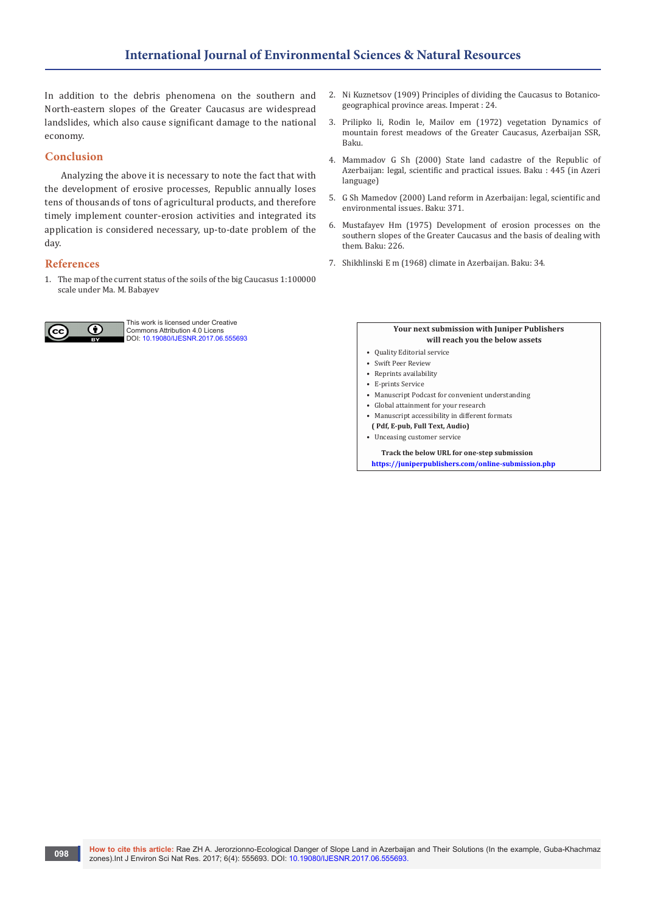In addition to the debris phenomena on the southern and North-eastern slopes of the Greater Caucasus are widespread landslides, which also cause significant damage to the national economy.

## Conclusion

Analyzing the above it is necessary to note the fact that with the development of erosive processes, Republic annually loses tens of thousands of tons of agricultural products, and therefore timely implement counter-erosion activities and integrated its application is considered necessary, up-to-date problem of the day.

## References

1. The map of the current status of the soils of the big Caucasus 1:100000 scale under Ma. M. Babayev
2. Ni Kuznetsov (1909) Principles of dividing the Caucasus to Botanico-geographical province areas. Imperat : 24.
3. Prilipko li, Rodin le, Mailov em (1972) vegetation Dynamics of mountain forest meadows of the Greater Caucasus, Azerbaijan SSR, Baku.
4. Mammadov G Sh (2000) State land cadastre of the Republic of Azerbaijan: legal, scientific and practical issues. Baku : 445 (in Azeri language)
5. G Sh Mamedov (2000) Land reform in Azerbaijan: legal, scientific and environmental issues. Baku: 371.
6. Mustafayev Hm (1975) Development of erosion processes on the southern slopes of the Greater Caucasus and the basis of dealing with them. Baku: 226.
7. Shikhlinski E m (1968) climate in Azerbaijan. Baku: 34.

This work is licensed under Creative Commons Attribution 4.0 Licens
DOI: 10.19080/IJESNR.2017.06.555693

**Your next submission with Juniper Publishers will reach you the below assets**

- Quality Editorial service
- Swift Peer Review
- Reprints availability
- E-prints Service
- Manuscript Podcast for convenient understanding
- Global attainment for your research
- Manuscript accessibility in different formats
  **( Pdf, E-pub, Full Text, Audio)**
- Unceasing customer service

**Track the below URL for one-step submission**
**https://juniperpublishers.com/online-submission.php**

**How to cite this article:** Rae ZH A. Jerorzionno-Ecological Danger of Slope Land in Azerbaijan and Their Solutions (In the example, Guba-Khachmaz zones).Int J Environ Sci Nat Res. 2017; 6(4): 555693. DOI: 10.19080/IJESNR.2017.06.555693.